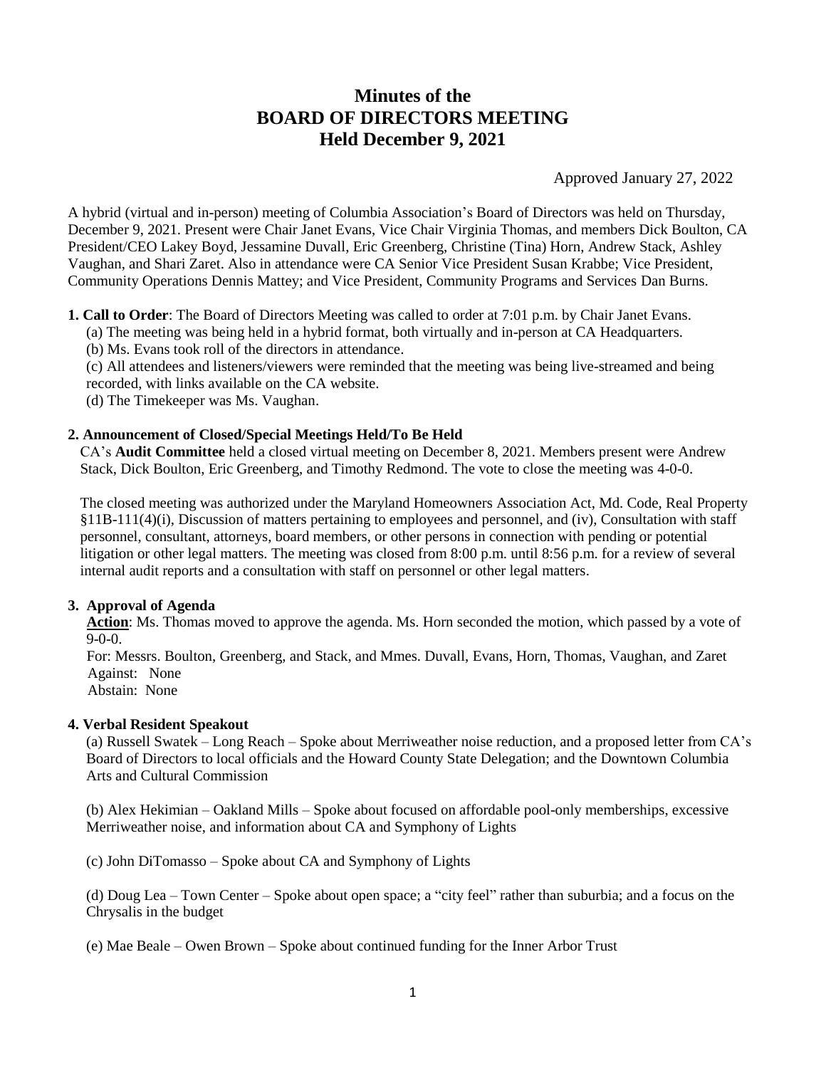# Minutes of the BOARD OF DIRECTORS MEETING Held December 9, 2021

Approved January 27, 2022

A hybrid (virtual and in-person) meeting of Columbia Association's Board of Directors was held on Thursday, December 9, 2021. Present were Chair Janet Evans, Vice Chair Virginia Thomas, and members Dick Boulton, CA President/CEO Lakey Boyd, Jessamine Duvall, Eric Greenberg, Christine (Tina) Horn, Andrew Stack, Ashley Vaughan, and Shari Zaret. Also in attendance were CA Senior Vice President Susan Krabbe; Vice President, Community Operations Dennis Mattey; and Vice President, Community Programs and Services Dan Burns.

**1. Call to Order**: The Board of Directors Meeting was called to order at 7:01 p.m. by Chair Janet Evans.

(a) The meeting was being held in a hybrid format, both virtually and in-person at CA Headquarters.

(b) Ms. Evans took roll of the directors in attendance.

(c) All attendees and listeners/viewers were reminded that the meeting was being live-streamed and being recorded, with links available on the CA website.

(d) The Timekeeper was Ms. Vaughan.

**2. Announcement of Closed/Special Meetings Held/To Be Held**

CA's **Audit Committee** held a closed virtual meeting on December 8, 2021. Members present were Andrew Stack, Dick Boulton, Eric Greenberg, and Timothy Redmond. The vote to close the meeting was 4-0-0.

The closed meeting was authorized under the Maryland Homeowners Association Act, Md. Code, Real Property §11B-111(4)(i), Discussion of matters pertaining to employees and personnel, and (iv), Consultation with staff personnel, consultant, attorneys, board members, or other persons in connection with pending or potential litigation or other legal matters. The meeting was closed from 8:00 p.m. until 8:56 p.m. for a review of several internal audit reports and a consultation with staff on personnel or other legal matters.

**3. Approval of Agenda**

**Action**: Ms. Thomas moved to approve the agenda. Ms. Horn seconded the motion, which passed by a vote of 9-0-0.

For: Messrs. Boulton, Greenberg, and Stack, and Mmes. Duvall, Evans, Horn, Thomas, Vaughan, and Zaret

Against: None

Abstain: None

**4. Verbal Resident Speakout**

(a) Russell Swatek – Long Reach – Spoke about Merriweather noise reduction, and a proposed letter from CA's Board of Directors to local officials and the Howard County State Delegation; and the Downtown Columbia Arts and Cultural Commission

(b) Alex Hekimian – Oakland Mills – Spoke about focused on affordable pool-only memberships, excessive Merriweather noise, and information about CA and Symphony of Lights

(c) John DiTomasso – Spoke about CA and Symphony of Lights

(d) Doug Lea – Town Center – Spoke about open space; a "city feel" rather than suburbia; and a focus on the Chrysalis in the budget

(e) Mae Beale – Owen Brown – Spoke about continued funding for the Inner Arbor Trust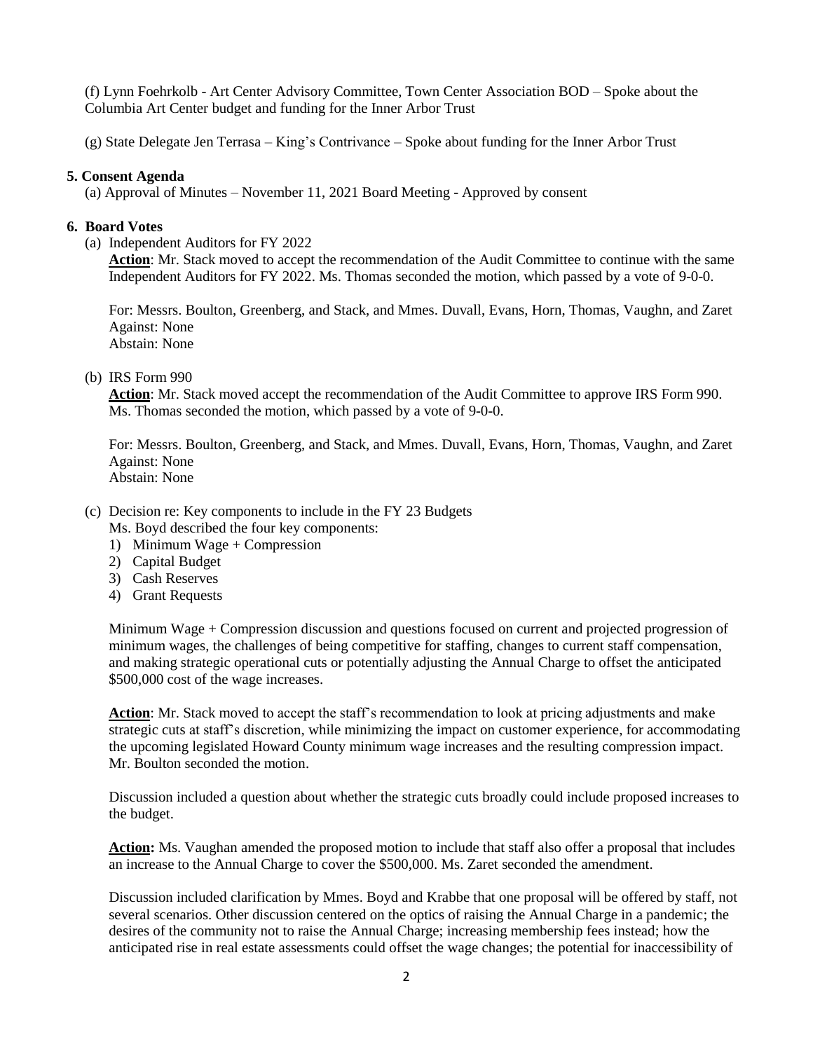(f) Lynn Foehrkolb - Art Center Advisory Committee, Town Center Association BOD – Spoke about the Columbia Art Center budget and funding for the Inner Arbor Trust

(g) State Delegate Jen Terrasa – King's Contrivance – Spoke about funding for the Inner Arbor Trust

**5. Consent Agenda**

(a) Approval of Minutes – November 11, 2021 Board Meeting - Approved by consent

**6. Board Votes**

(a) Independent Auditors for FY 2022

**Action**: Mr. Stack moved to accept the recommendation of the Audit Committee to continue with the same Independent Auditors for FY 2022. Ms. Thomas seconded the motion, which passed by a vote of 9-0-0.

For: Messrs. Boulton, Greenberg, and Stack, and Mmes. Duvall, Evans, Horn, Thomas, Vaughn, and Zaret
Against: None
Abstain: None

(b) IRS Form 990

**Action**: Mr. Stack moved accept the recommendation of the Audit Committee to approve IRS Form 990. Ms. Thomas seconded the motion, which passed by a vote of 9-0-0.

For: Messrs. Boulton, Greenberg, and Stack, and Mmes. Duvall, Evans, Horn, Thomas, Vaughn, and Zaret
Against: None
Abstain: None

(c) Decision re: Key components to include in the FY 23 Budgets

Ms. Boyd described the four key components:

1) Minimum Wage + Compression
2) Capital Budget
3) Cash Reserves
4) Grant Requests

Minimum Wage + Compression discussion and questions focused on current and projected progression of minimum wages, the challenges of being competitive for staffing, changes to current staff compensation, and making strategic operational cuts or potentially adjusting the Annual Charge to offset the anticipated $500,000 cost of the wage increases.

**Action**: Mr. Stack moved to accept the staff's recommendation to look at pricing adjustments and make strategic cuts at staff's discretion, while minimizing the impact on customer experience, for accommodating the upcoming legislated Howard County minimum wage increases and the resulting compression impact. Mr. Boulton seconded the motion.

Discussion included a question about whether the strategic cuts broadly could include proposed increases to the budget.

**Action:** Ms. Vaughan amended the proposed motion to include that staff also offer a proposal that includes an increase to the Annual Charge to cover the $500,000. Ms. Zaret seconded the amendment.

Discussion included clarification by Mmes. Boyd and Krabbe that one proposal will be offered by staff, not several scenarios. Other discussion centered on the optics of raising the Annual Charge in a pandemic; the desires of the community not to raise the Annual Charge; increasing membership fees instead; how the anticipated rise in real estate assessments could offset the wage changes; the potential for inaccessibility of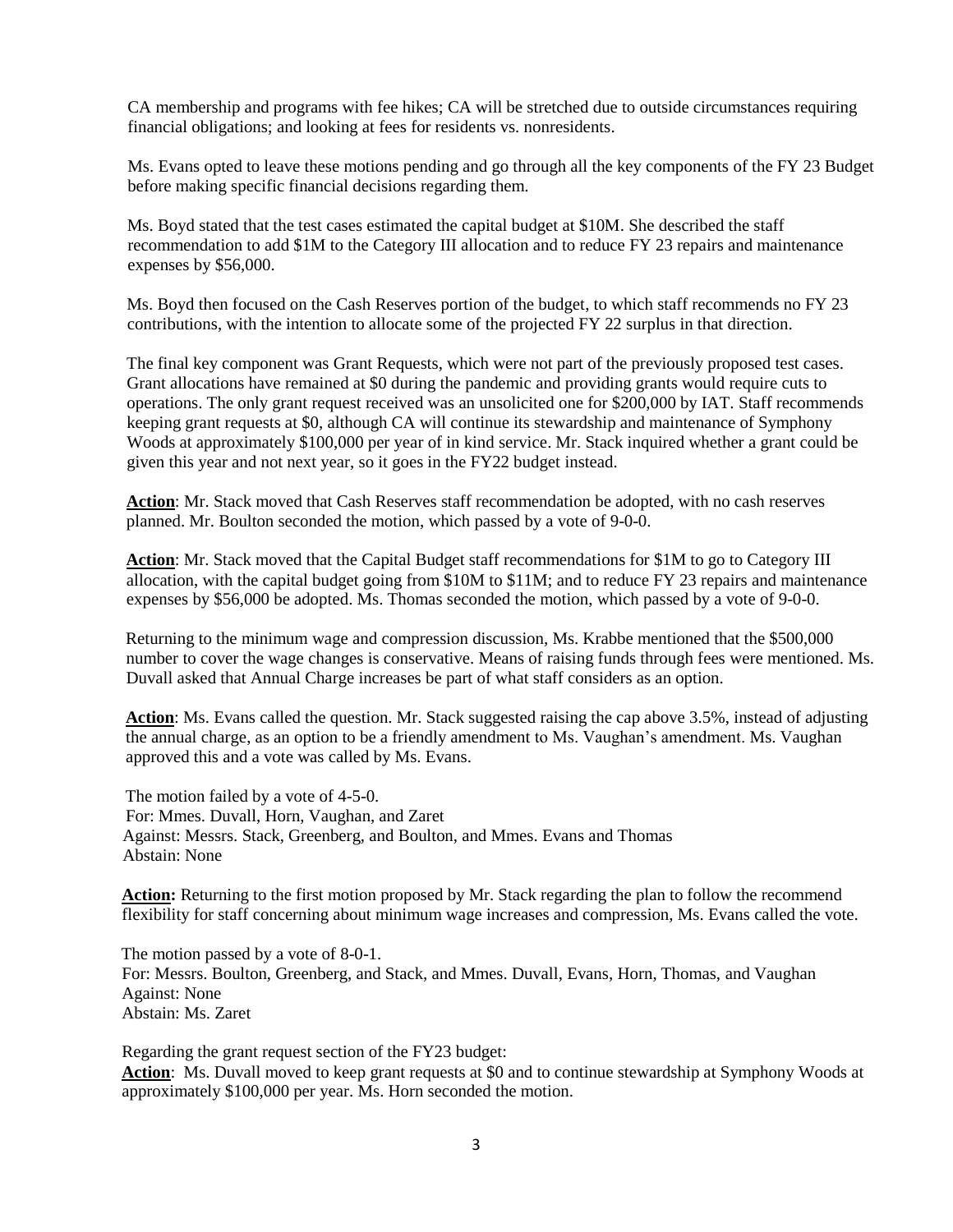CA membership and programs with fee hikes; CA will be stretched due to outside circumstances requiring financial obligations; and looking at fees for residents vs. nonresidents.

Ms. Evans opted to leave these motions pending and go through all the key components of the FY 23 Budget before making specific financial decisions regarding them.

Ms. Boyd stated that the test cases estimated the capital budget at $10M. She described the staff recommendation to add $1M to the Category III allocation and to reduce FY 23 repairs and maintenance expenses by $56,000.

Ms. Boyd then focused on the Cash Reserves portion of the budget, to which staff recommends no FY 23 contributions, with the intention to allocate some of the projected FY 22 surplus in that direction.

The final key component was Grant Requests, which were not part of the previously proposed test cases. Grant allocations have remained at $0 during the pandemic and providing grants would require cuts to operations. The only grant request received was an unsolicited one for $200,000 by IAT. Staff recommends keeping grant requests at $0, although CA will continue its stewardship and maintenance of Symphony Woods at approximately $100,000 per year of in kind service. Mr. Stack inquired whether a grant could be given this year and not next year, so it goes in the FY22 budget instead.

**Action**: Mr. Stack moved that Cash Reserves staff recommendation be adopted, with no cash reserves planned. Mr. Boulton seconded the motion, which passed by a vote of 9-0-0.

**Action**: Mr. Stack moved that the Capital Budget staff recommendations for $1M to go to Category III allocation, with the capital budget going from $10M to $11M; and to reduce FY 23 repairs and maintenance expenses by $56,000 be adopted. Ms. Thomas seconded the motion, which passed by a vote of 9-0-0.

Returning to the minimum wage and compression discussion, Ms. Krabbe mentioned that the $500,000 number to cover the wage changes is conservative. Means of raising funds through fees were mentioned. Ms. Duvall asked that Annual Charge increases be part of what staff considers as an option.

**Action**: Ms. Evans called the question. Mr. Stack suggested raising the cap above 3.5%, instead of adjusting the annual charge, as an option to be a friendly amendment to Ms. Vaughan's amendment. Ms. Vaughan approved this and a vote was called by Ms. Evans.

The motion failed by a vote of 4-5-0.
For: Mmes. Duvall, Horn, Vaughan, and Zaret
Against: Messrs. Stack, Greenberg, and Boulton, and Mmes. Evans and Thomas
Abstain: None

**Action:** Returning to the first motion proposed by Mr. Stack regarding the plan to follow the recommend flexibility for staff concerning about minimum wage increases and compression, Ms. Evans called the vote.

The motion passed by a vote of 8-0-1.
For: Messrs. Boulton, Greenberg, and Stack, and Mmes. Duvall, Evans, Horn, Thomas, and Vaughan
Against: None
Abstain: Ms. Zaret

Regarding the grant request section of the FY23 budget:
**Action**: Ms. Duvall moved to keep grant requests at $0 and to continue stewardship at Symphony Woods at approximately $100,000 per year. Ms. Horn seconded the motion.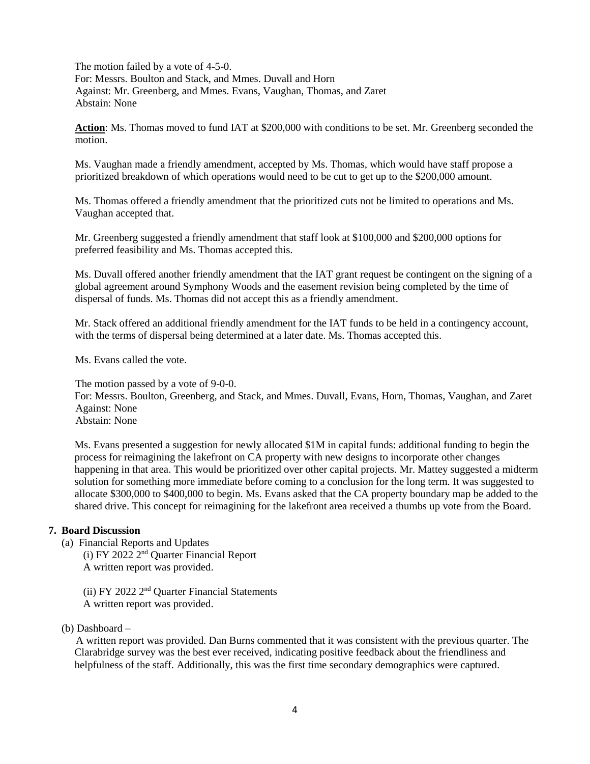The motion failed by a vote of 4-5-0.
For: Messrs. Boulton and Stack, and Mmes. Duvall and Horn
Against: Mr. Greenberg, and Mmes. Evans, Vaughan, Thomas, and Zaret
Abstain: None

**Action**: Ms. Thomas moved to fund IAT at $200,000 with conditions to be set. Mr. Greenberg seconded the motion.

Ms. Vaughan made a friendly amendment, accepted by Ms. Thomas, which would have staff propose a prioritized breakdown of which operations would need to be cut to get up to the $200,000 amount.

Ms. Thomas offered a friendly amendment that the prioritized cuts not be limited to operations and Ms. Vaughan accepted that.

Mr. Greenberg suggested a friendly amendment that staff look at $100,000 and $200,000 options for preferred feasibility and Ms. Thomas accepted this.

Ms. Duvall offered another friendly amendment that the IAT grant request be contingent on the signing of a global agreement around Symphony Woods and the easement revision being completed by the time of dispersal of funds. Ms. Thomas did not accept this as a friendly amendment.

Mr. Stack offered an additional friendly amendment for the IAT funds to be held in a contingency account, with the terms of dispersal being determined at a later date. Ms. Thomas accepted this.

Ms. Evans called the vote.

The motion passed by a vote of 9-0-0.
For: Messrs. Boulton, Greenberg, and Stack, and Mmes. Duvall, Evans, Horn, Thomas, Vaughan, and Zaret
Against: None
Abstain: None

Ms. Evans presented a suggestion for newly allocated $1M in capital funds: additional funding to begin the process for reimagining the lakefront on CA property with new designs to incorporate other changes happening in that area. This would be prioritized over other capital projects. Mr. Mattey suggested a midterm solution for something more immediate before coming to a conclusion for the long term. It was suggested to allocate $300,000 to $400,000 to begin. Ms. Evans asked that the CA property boundary map be added to the shared drive. This concept for reimagining for the lakefront area received a thumbs up vote from the Board.

**7. Board Discussion**

(a) Financial Reports and Updates

(i) FY 2022 2nd Quarter Financial Report
A written report was provided.

(ii) FY 2022 2nd Quarter Financial Statements
A written report was provided.

(b) Dashboard –
A written report was provided. Dan Burns commented that it was consistent with the previous quarter. The Clarabridge survey was the best ever received, indicating positive feedback about the friendliness and helpfulness of the staff. Additionally, this was the first time secondary demographics were captured.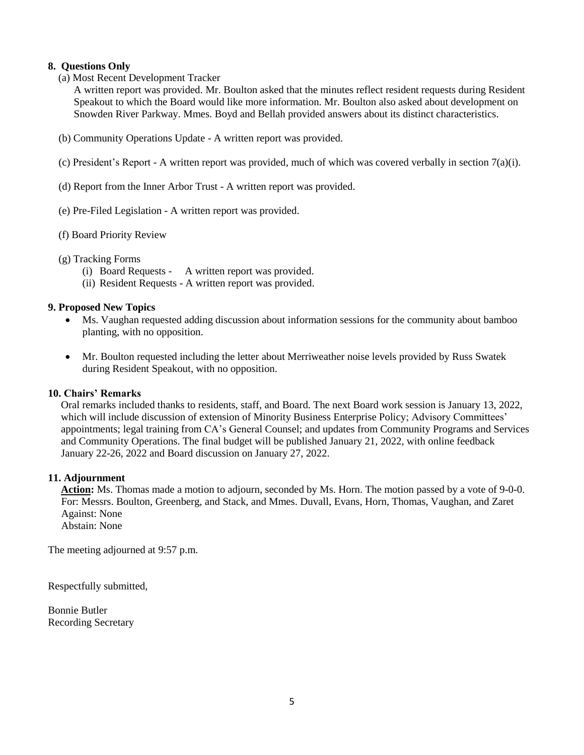**8. Questions Only**

(a) Most Recent Development Tracker

A written report was provided. Mr. Boulton asked that the minutes reflect resident requests during Resident Speakout to which the Board would like more information. Mr. Boulton also asked about development on Snowden River Parkway. Mmes. Boyd and Bellah provided answers about its distinct characteristics.

(b) Community Operations Update - A written report was provided.

(c) President's Report - A written report was provided, much of which was covered verbally in section 7(a)(i).

(d) Report from the Inner Arbor Trust - A written report was provided.

(e) Pre-Filed Legislation - A written report was provided.

(f) Board Priority Review

(g) Tracking Forms

(i) Board Requests - A written report was provided.

(ii) Resident Requests - A written report was provided.

**9. Proposed New Topics**

- Ms. Vaughan requested adding discussion about information sessions for the community about bamboo planting, with no opposition.
- Mr. Boulton requested including the letter about Merriweather noise levels provided by Russ Swatek during Resident Speakout, with no opposition.

**10. Chairs' Remarks**

Oral remarks included thanks to residents, staff, and Board. The next Board work session is January 13, 2022, which will include discussion of extension of Minority Business Enterprise Policy; Advisory Committees' appointments; legal training from CA's General Counsel; and updates from Community Programs and Services and Community Operations. The final budget will be published January 21, 2022, with online feedback January 22-26, 2022 and Board discussion on January 27, 2022.

**11. Adjournment**

**Action:** Ms. Thomas made a motion to adjourn, seconded by Ms. Horn. The motion passed by a vote of 9-0-0.
For: Messrs. Boulton, Greenberg, and Stack, and Mmes. Duvall, Evans, Horn, Thomas, Vaughan, and Zaret
Against: None
Abstain: None

The meeting adjourned at 9:57 p.m.

Respectfully submitted,

Bonnie Butler
Recording Secretary